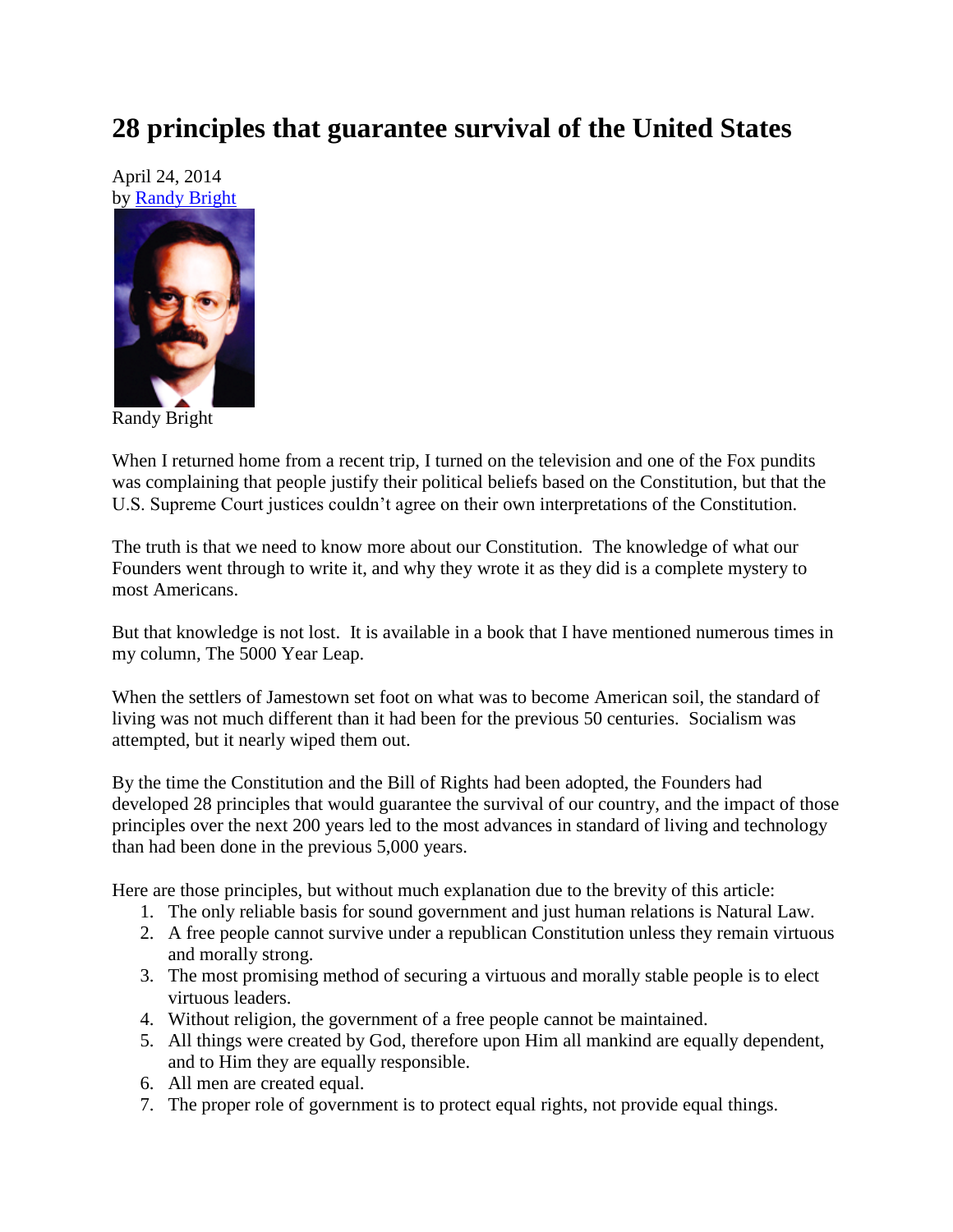# 28 principles that guarantee survival of the United States

April 24, 2014
by Randy Bright

Randy Bright

When I returned home from a recent trip, I turned on the television and one of the Fox pundits was complaining that people justify their political beliefs based on the Constitution, but that the U.S. Supreme Court justices couldn't agree on their own interpretations of the Constitution.

The truth is that we need to know more about our Constitution. The knowledge of what our Founders went through to write it, and why they wrote it as they did is a complete mystery to most Americans.

But that knowledge is not lost. It is available in a book that I have mentioned numerous times in my column, The 5000 Year Leap.

When the settlers of Jamestown set foot on what was to become American soil, the standard of living was not much different than it had been for the previous 50 centuries. Socialism was attempted, but it nearly wiped them out.

By the time the Constitution and the Bill of Rights had been adopted, the Founders had developed 28 principles that would guarantee the survival of our country, and the impact of those principles over the next 200 years led to the most advances in standard of living and technology than had been done in the previous 5,000 years.

Here are those principles, but without much explanation due to the brevity of this article:

1. The only reliable basis for sound government and just human relations is Natural Law.
2. A free people cannot survive under a republican Constitution unless they remain virtuous and morally strong.
3. The most promising method of securing a virtuous and morally stable people is to elect virtuous leaders.
4. Without religion, the government of a free people cannot be maintained.
5. All things were created by God, therefore upon Him all mankind are equally dependent, and to Him they are equally responsible.
6. All men are created equal.
7. The proper role of government is to protect equal rights, not provide equal things.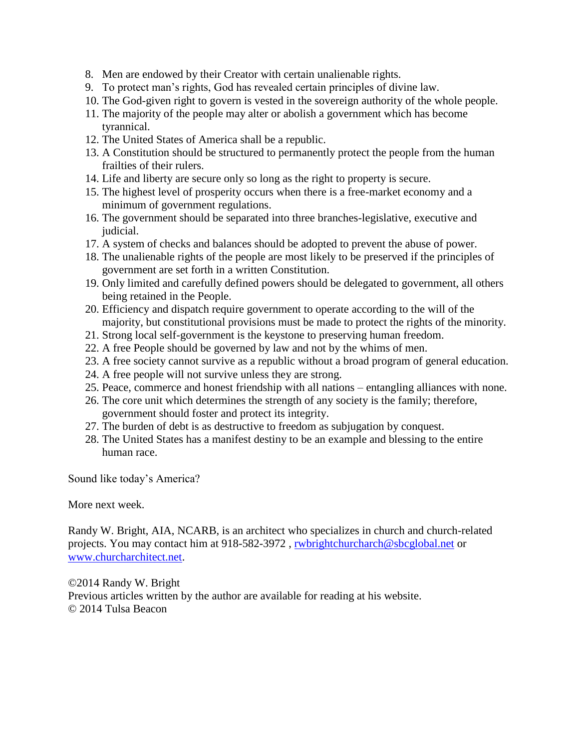8. Men are endowed by their Creator with certain unalienable rights.
9. To protect man's rights, God has revealed certain principles of divine law.
10. The God-given right to govern is vested in the sovereign authority of the whole people.
11. The majority of the people may alter or abolish a government which has become tyrannical.
12. The United States of America shall be a republic.
13. A Constitution should be structured to permanently protect the people from the human frailties of their rulers.
14. Life and liberty are secure only so long as the right to property is secure.
15. The highest level of prosperity occurs when there is a free-market economy and a minimum of government regulations.
16. The government should be separated into three branches-legislative, executive and judicial.
17. A system of checks and balances should be adopted to prevent the abuse of power.
18. The unalienable rights of the people are most likely to be preserved if the principles of government are set forth in a written Constitution.
19. Only limited and carefully defined powers should be delegated to government, all others being retained in the People.
20. Efficiency and dispatch require government to operate according to the will of the majority, but constitutional provisions must be made to protect the rights of the minority.
21. Strong local self-government is the keystone to preserving human freedom.
22. A free People should be governed by law and not by the whims of men.
23. A free society cannot survive as a republic without a broad program of general education.
24. A free people will not survive unless they are strong.
25. Peace, commerce and honest friendship with all nations – entangling alliances with none.
26. The core unit which determines the strength of any society is the family; therefore, government should foster and protect its integrity.
27. The burden of debt is as destructive to freedom as subjugation by conquest.
28. The United States has a manifest destiny to be an example and blessing to the entire human race.

Sound like today's America?

More next week.

Randy W. Bright, AIA, NCARB, is an architect who specializes in church and church-related projects. You may contact him at 918-582-3972 , [rwbrightchurcharch@sbcglobal.net](mailto:rwbrightchurcharch@sbcglobal.net) or [www.churcharchitect.net](http://www.churcharchitect.net).

©2014 Randy W. Bright
Previous articles written by the author are available for reading at his website.
© 2014 Tulsa Beacon